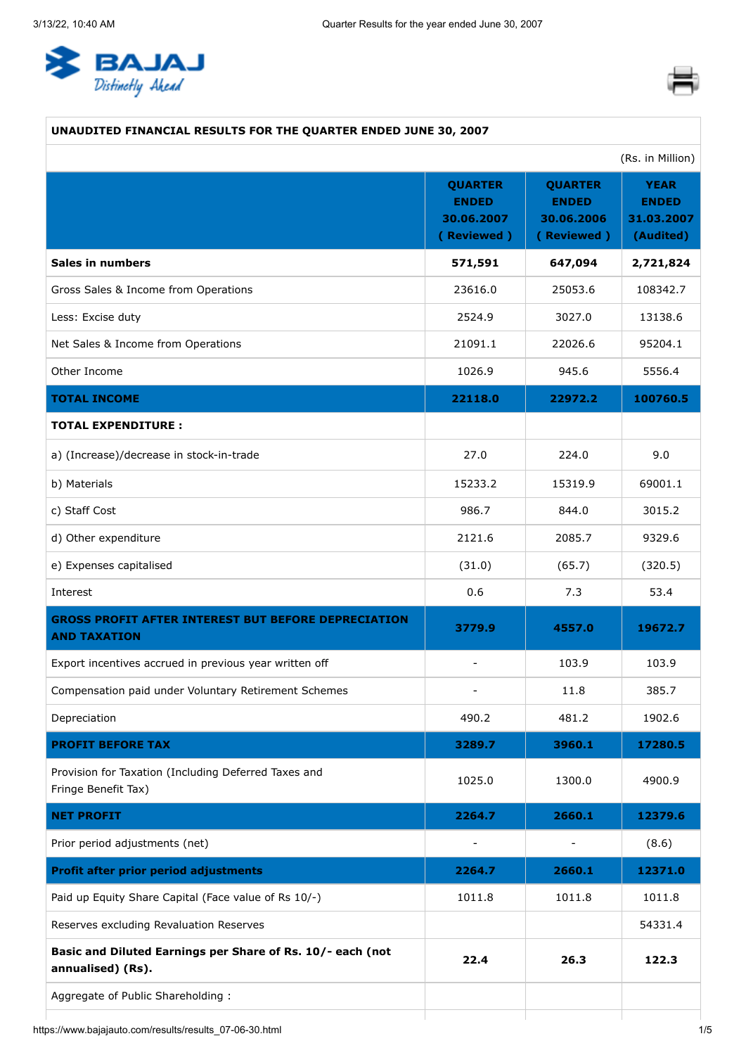# UNAUDITED FINANCIAL RESULTS FOR THE QUARTER ENDED JUNE 30, 2007

(Rs. in Million)

| | QUARTER ENDED 30.06.2007 ( Reviewed ) | QUARTER ENDED 30.06.2006 ( Reviewed ) | YEAR ENDED 31.03.2007 (Audited) |
|---|---|---|---|
| **Sales in numbers** | **571,591** | **647,094** | **2,721,824** |
| Gross Sales & Income from Operations | 23616.0 | 25053.6 | 108342.7 |
| Less: Excise duty | 2524.9 | 3027.0 | 13138.6 |
| Net Sales & Income from Operations | 21091.1 | 22026.6 | 95204.1 |
| Other Income | 1026.9 | 945.6 | 5556.4 |
| **TOTAL INCOME** | **22118.0** | **22972.2** | **100760.5** |
| **TOTAL EXPENDITURE :** | | | |
| a) (Increase)/decrease in stock-in-trade | 27.0 | 224.0 | 9.0 |
| b) Materials | 15233.2 | 15319.9 | 69001.1 |
| c) Staff Cost | 986.7 | 844.0 | 3015.2 |
| d) Other expenditure | 2121.6 | 2085.7 | 9329.6 |
| e) Expenses capitalised | (31.0) | (65.7) | (320.5) |
| Interest | 0.6 | 7.3 | 53.4 |
| **GROSS PROFIT AFTER INTEREST BUT BEFORE DEPRECIATION AND TAXATION** | **3779.9** | **4557.0** | **19672.7** |
| Export incentives accrued in previous year written off | - | 103.9 | 103.9 |
| Compensation paid under Voluntary Retirement Schemes | - | 11.8 | 385.7 |
| Depreciation | 490.2 | 481.2 | 1902.6 |
| **PROFIT BEFORE TAX** | **3289.7** | **3960.1** | **17280.5** |
| Provision for Taxation (Including Deferred Taxes and Fringe Benefit Tax) | 1025.0 | 1300.0 | 4900.9 |
| **NET PROFIT** | **2264.7** | **2660.1** | **12379.6** |
| Prior period adjustments (net) | - | - | (8.6) |
| **Profit after prior period adjustments** | **2264.7** | **2660.1** | **12371.0** |
| Paid up Equity Share Capital (Face value of Rs 10/-) | 1011.8 | 1011.8 | 1011.8 |
| Reserves excluding Revaluation Reserves | | | 54331.4 |
| **Basic and Diluted Earnings per Share of Rs. 10/- each (not annualised) (Rs).** | **22.4** | **26.3** | **122.3** |
| Aggregate of Public Shareholding : | | | |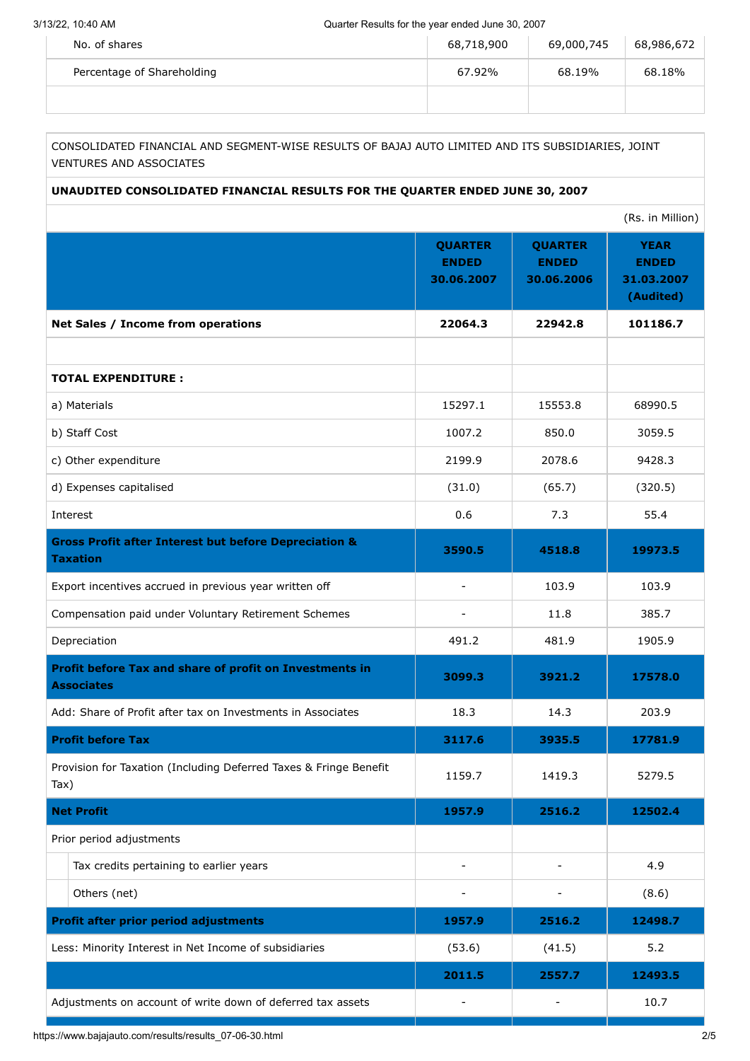|  |  |  |  |
|---|---|---|---|
| No. of shares | 68,718,900 | 69,000,745 | 68,986,672 |
| Percentage of Shareholding | 67.92% | 68.19% | 68.18% |
|  |  |  |  |

CONSOLIDATED FINANCIAL AND SEGMENT-WISE RESULTS OF BAJAJ AUTO LIMITED AND ITS SUBSIDIARIES, JOINT VENTURES AND ASSOCIATES

**UNAUDITED CONSOLIDATED FINANCIAL RESULTS FOR THE QUARTER ENDED JUNE 30, 2007**

(Rs. in Million)

|  | QUARTER ENDED 30.06.2007 | QUARTER ENDED 30.06.2006 | YEAR ENDED 31.03.2007 (Audited) |
|---|---|---|---|
| **Net Sales / Income from operations** | **22064.3** | **22942.8** | **101186.7** |
|  |  |  |  |
| **TOTAL EXPENDITURE :** |  |  |  |
| a) Materials | 15297.1 | 15553.8 | 68990.5 |
| b) Staff Cost | 1007.2 | 850.0 | 3059.5 |
| c) Other expenditure | 2199.9 | 2078.6 | 9428.3 |
| d) Expenses capitalised | (31.0) | (65.7) | (320.5) |
| Interest | 0.6 | 7.3 | 55.4 |
| **Gross Profit after Interest but before Depreciation & Taxation** | **3590.5** | **4518.8** | **19973.5** |
| Export incentives accrued in previous year written off | - | 103.9 | 103.9 |
| Compensation paid under Voluntary Retirement Schemes | - | 11.8 | 385.7 |
| Depreciation | 491.2 | 481.9 | 1905.9 |
| **Profit before Tax and share of profit on Investments in Associates** | **3099.3** | **3921.2** | **17578.0** |
| Add: Share of Profit after tax on Investments in Associates | 18.3 | 14.3 | 203.9 |
| **Profit before Tax** | **3117.6** | **3935.5** | **17781.9** |
| Provision for Taxation (Including Deferred Taxes & Fringe Benefit Tax) | 1159.7 | 1419.3 | 5279.5 |
| **Net Profit** | **1957.9** | **2516.2** | **12502.4** |
| Prior period adjustments |  |  |  |
| Tax credits pertaining to earlier years | - | - | 4.9 |
| Others (net) | - | - | (8.6) |
| **Profit after prior period adjustments** | **1957.9** | **2516.2** | **12498.7** |
| Less: Minority Interest in Net Income of subsidiaries | (53.6) | (41.5) | 5.2 |
|  | **2011.5** | **2557.7** | **12493.5** |
| Adjustments on account of write down of deferred tax assets | - | - | 10.7 |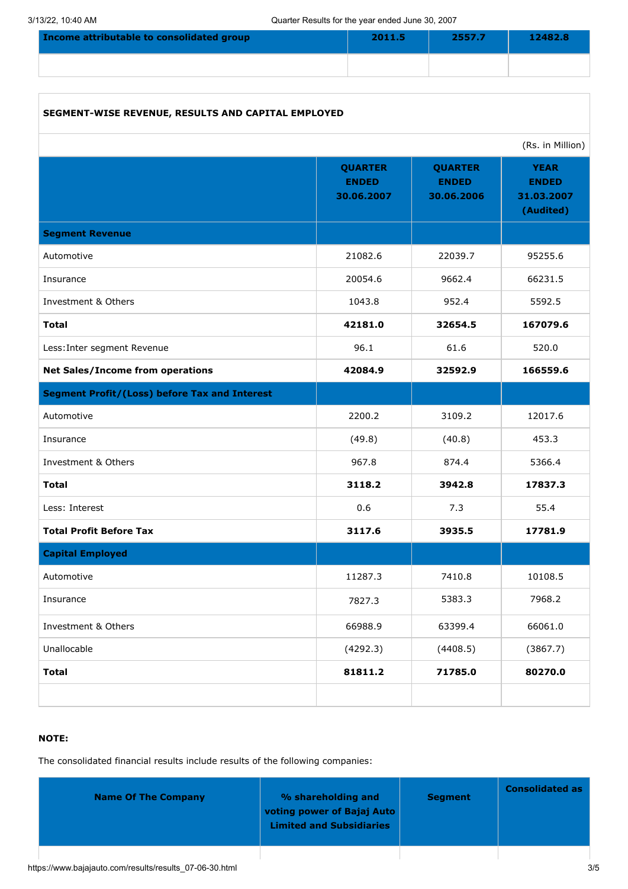| Income attributable to consolidated group | 2011.5 | 2557.7 | 12482.8 |
|---|---|---|---|
| | | | |

## SEGMENT-WISE REVENUE, RESULTS AND CAPITAL EMPLOYED

(Rs. in Million)

| | QUARTER ENDED 30.06.2007 | QUARTER ENDED 30.06.2006 | YEAR ENDED 31.03.2007 (Audited) |
|---|---|---|---|
| **Segment Revenue** | | | |
| Automotive | 21082.6 | 22039.7 | 95255.6 |
| Insurance | 20054.6 | 9662.4 | 66231.5 |
| Investment & Others | 1043.8 | 952.4 | 5592.5 |
| **Total** | **42181.0** | **32654.5** | **167079.6** |
| Less:Inter segment Revenue | 96.1 | 61.6 | 520.0 |
| **Net Sales/Income from operations** | **42084.9** | **32592.9** | **166559.6** |
| **Segment Profit/(Loss) before Tax and Interest** | | | |
| Automotive | 2200.2 | 3109.2 | 12017.6 |
| Insurance | (49.8) | (40.8) | 453.3 |
| Investment & Others | 967.8 | 874.4 | 5366.4 |
| **Total** | **3118.2** | **3942.8** | **17837.3** |
| Less: Interest | 0.6 | 7.3 | 55.4 |
| **Total Profit Before Tax** | **3117.6** | **3935.5** | **17781.9** |
| **Capital Employed** | | | |
| Automotive | 11287.3 | 7410.8 | 10108.5 |
| Insurance | 7827.3 | 5383.3 | 7968.2 |
| Investment & Others | 66988.9 | 63399.4 | 66061.0 |
| Unallocable | (4292.3) | (4408.5) | (3867.7) |
| **Total** | **81811.2** | **71785.0** | **80270.0** |

**NOTE:**

The consolidated financial results include results of the following companies:

| Name Of The Company | % shareholding and voting power of Bajaj Auto Limited and Subsidiaries | Segment | Consolidated as |
|---|---|---|---|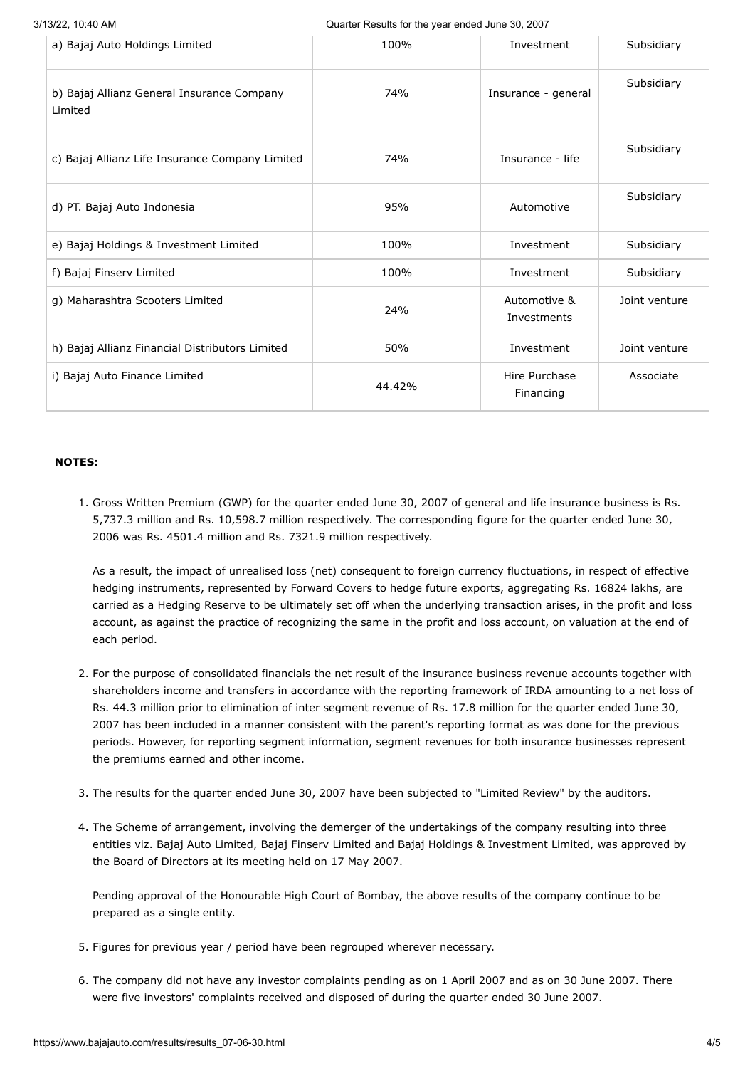| | | | |
|---|---|---|---|
| a) Bajaj Auto Holdings Limited | 100% | Investment | Subsidiary |
| b) Bajaj Allianz General Insurance Company Limited | 74% | Insurance - general | Subsidiary |
| c) Bajaj Allianz Life Insurance Company Limited | 74% | Insurance - life | Subsidiary |
| d) PT. Bajaj Auto Indonesia | 95% | Automotive | Subsidiary |
| e) Bajaj Holdings & Investment Limited | 100% | Investment | Subsidiary |
| f) Bajaj Finserv Limited | 100% | Investment | Subsidiary |
| g) Maharashtra Scooters Limited | 24% | Automotive & Investments | Joint venture |
| h) Bajaj Allianz Financial Distributors Limited | 50% | Investment | Joint venture |
| i) Bajaj Auto Finance Limited | 44.42% | Hire Purchase Financing | Associate |

**NOTES:**

1. Gross Written Premium (GWP) for the quarter ended June 30, 2007 of general and life insurance business is Rs. 5,737.3 million and Rs. 10,598.7 million respectively. The corresponding figure for the quarter ended June 30, 2006 was Rs. 4501.4 million and Rs. 7321.9 million respectively.

   As a result, the impact of unrealised loss (net) consequent to foreign currency fluctuations, in respect of effective hedging instruments, represented by Forward Covers to hedge future exports, aggregating Rs. 16824 lakhs, are carried as a Hedging Reserve to be ultimately set off when the underlying transaction arises, in the profit and loss account, as against the practice of recognizing the same in the profit and loss account, on valuation at the end of each period.

2. For the purpose of consolidated financials the net result of the insurance business revenue accounts together with shareholders income and transfers in accordance with the reporting framework of IRDA amounting to a net loss of Rs. 44.3 million prior to elimination of inter segment revenue of Rs. 17.8 million for the quarter ended June 30, 2007 has been included in a manner consistent with the parent's reporting format as was done for the previous periods. However, for reporting segment information, segment revenues for both insurance businesses represent the premiums earned and other income.

3. The results for the quarter ended June 30, 2007 have been subjected to "Limited Review" by the auditors.

4. The Scheme of arrangement, involving the demerger of the undertakings of the company resulting into three entities viz. Bajaj Auto Limited, Bajaj Finserv Limited and Bajaj Holdings & Investment Limited, was approved by the Board of Directors at its meeting held on 17 May 2007.

   Pending approval of the Honourable High Court of Bombay, the above results of the company continue to be prepared as a single entity.

5. Figures for previous year / period have been regrouped wherever necessary.

6. The company did not have any investor complaints pending as on 1 April 2007 and as on 30 June 2007. There were five investors' complaints received and disposed of during the quarter ended 30 June 2007.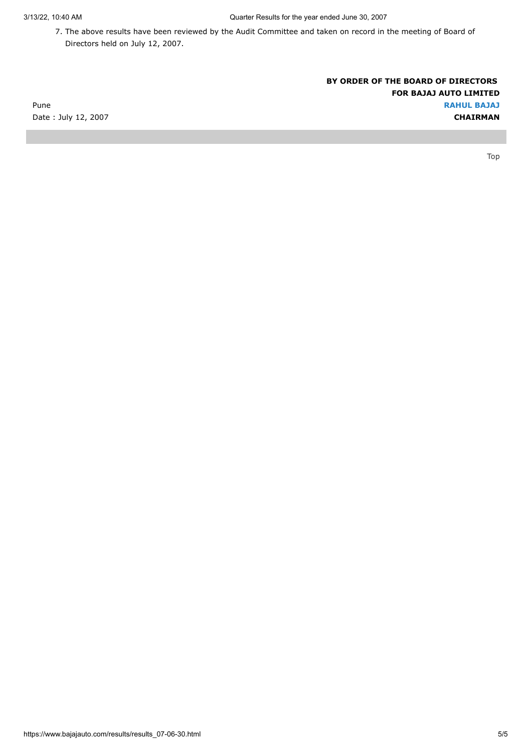7. The above results have been reviewed by the Audit Committee and taken on record in the meeting of Board of Directors held on July 12, 2007.

**BY ORDER OF THE BOARD OF DIRECTORS**
**FOR BAJAJ AUTO LIMITED**
**RAHUL BAJAJ**
**CHAIRMAN**

Pune
Date : July 12, 2007

Top